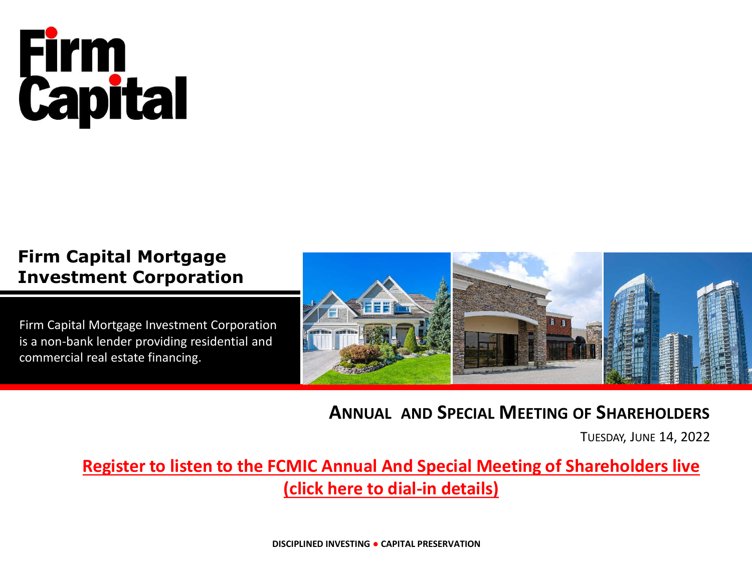# Firm Capital

## Firm Capital Mortgage Investment Corporation

Firm Capital Mortgage Investment Corporation is a non-bank lender providing residential and commercial real estate financing.

## ANNUAL AND SPECIAL MEETING OF SHAREHOLDERS

TUESDAY, JUNE 14, 2022

**Register to listen to the FCMIC Annual And Special Meeting of Shareholders live (click here to dial-in details)**

**DISCIPLINED INVESTING • CAPITAL PRESERVATION**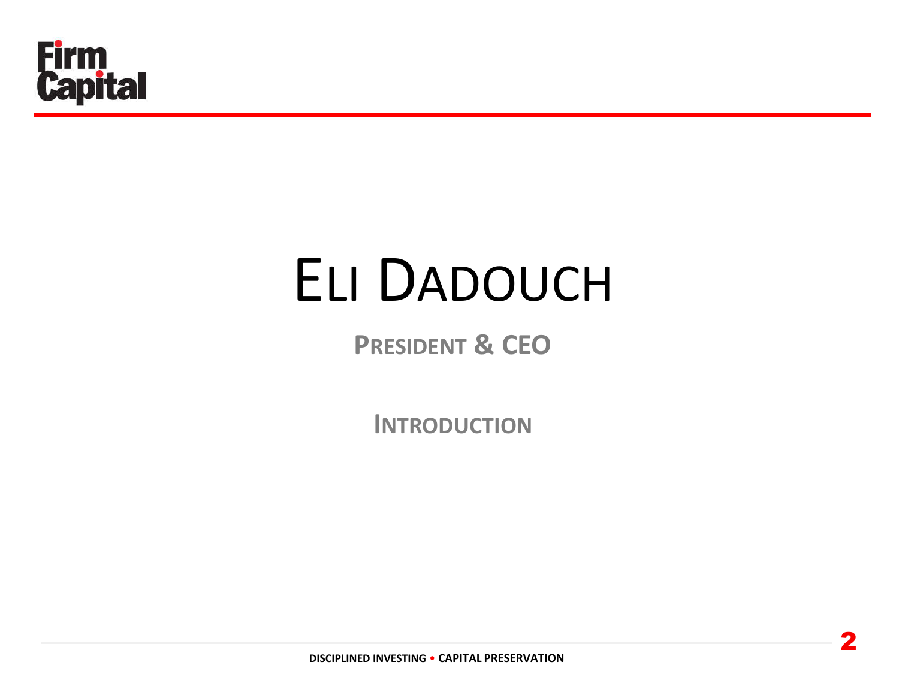# Eli Dadouch

## President & CEO

### Introduction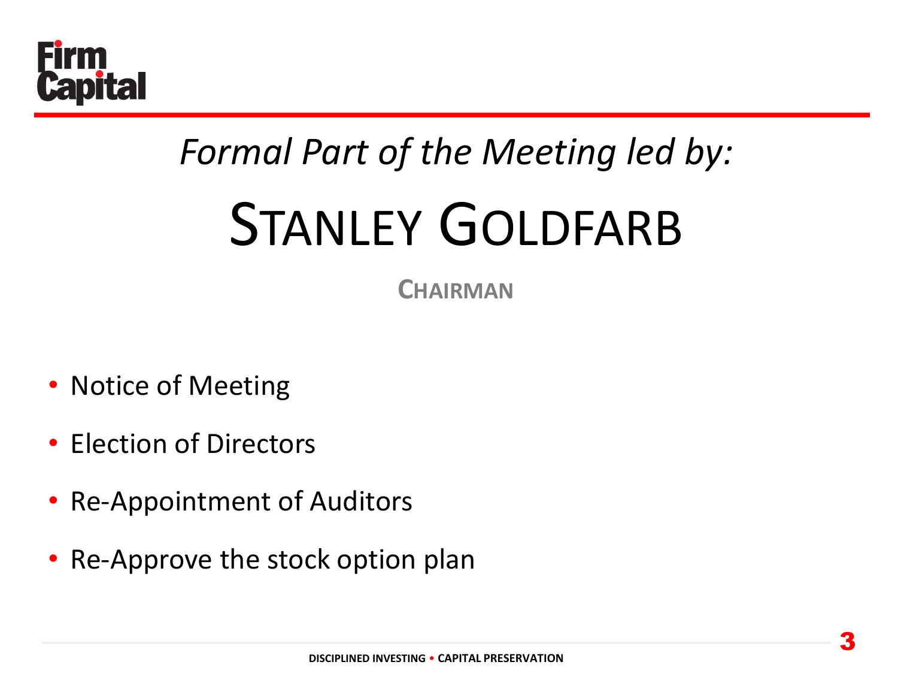*Formal Part of the Meeting led by:*

# STANLEY GOLDFARB

**CHAIRMAN**

- Notice of Meeting
- Election of Directors
- Re-Appointment of Auditors
- Re-Approve the stock option plan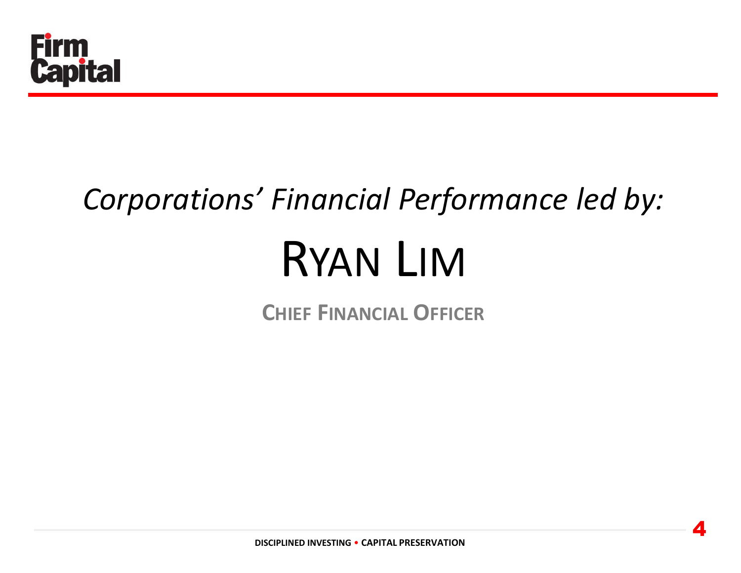*Corporations' Financial Performance led by:*

# RYAN LIM

**CHIEF FINANCIAL OFFICER**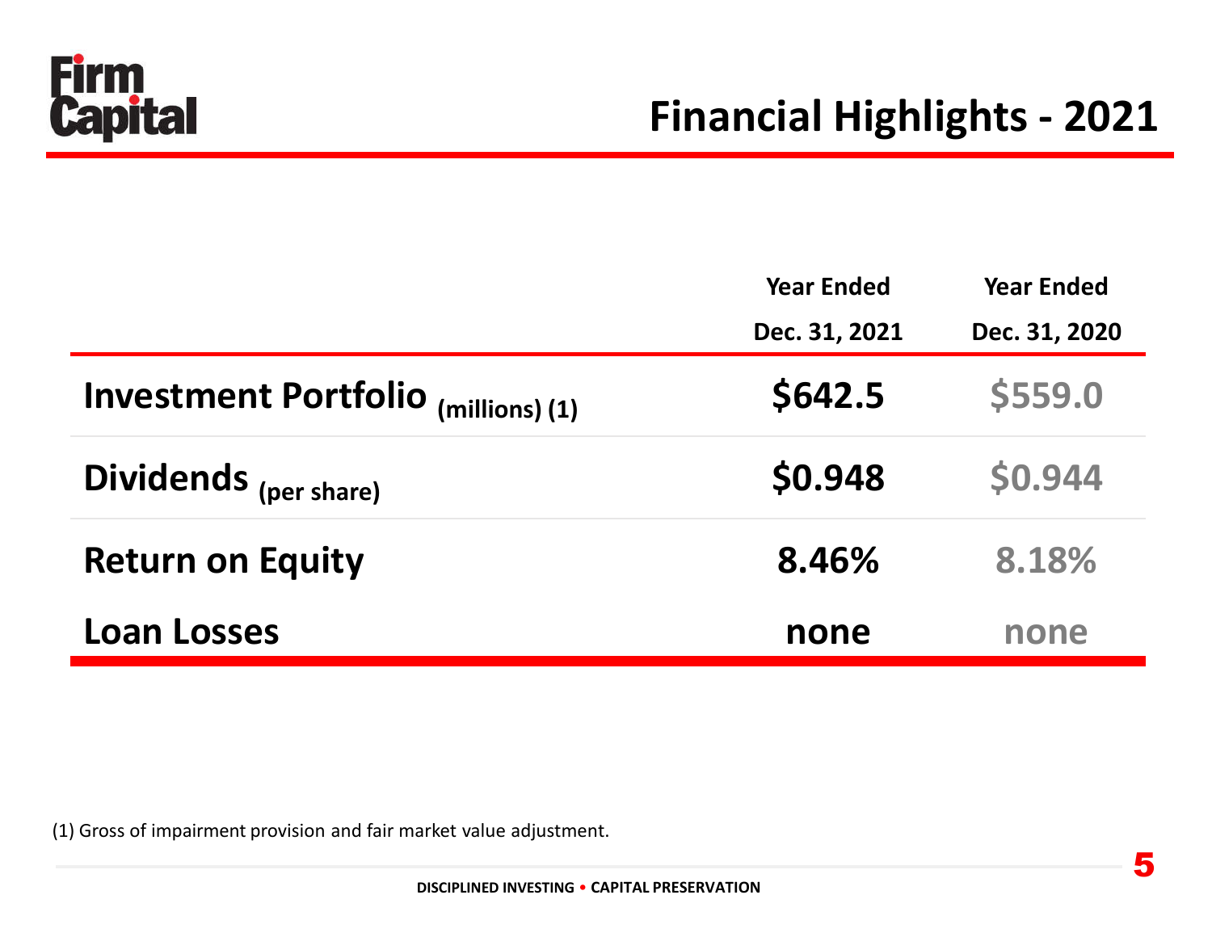# Financial Highlights - 2021

| | Year Ended Dec. 31, 2021 | Year Ended Dec. 31, 2020 |
|---|---|---|
| **Investment Portfolio** (millions) (1) | **$642.5** | $559.0 |
| **Dividends** (per share) | **$0.948** | $0.944 |
| **Return on Equity** | **8.46%** | 8.18% |
| **Loan Losses** | **none** | none |

(1) Gross of impairment provision and fair market value adjustment.

DISCIPLINED INVESTING • CAPITAL PRESERVATION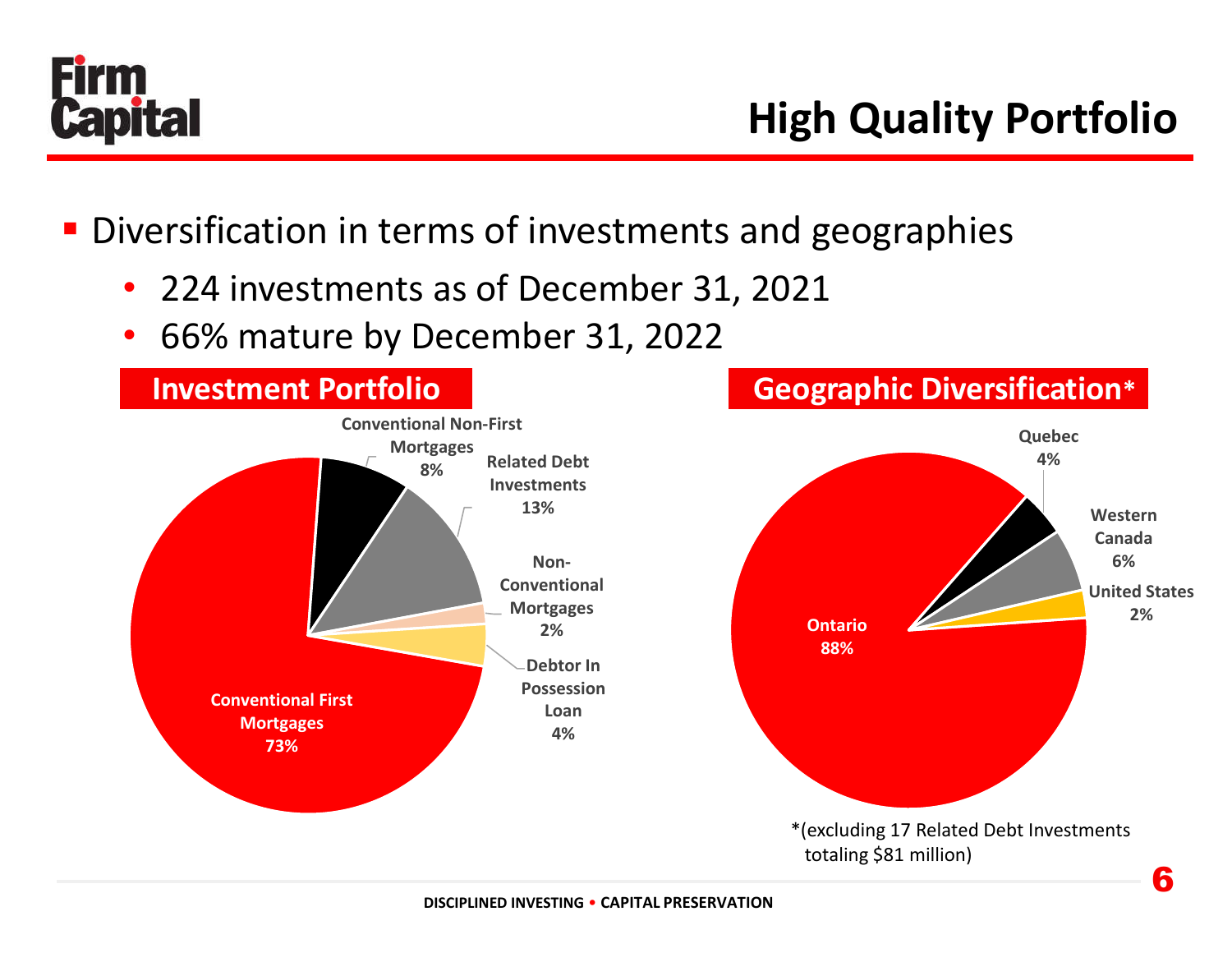# High Quality Portfolio

- Diversification in terms of investments and geographies
  - 224 investments as of December 31, 2021
  - 66% mature by December 31, 2022

## Investment Portfolio

| Investment Type | % |
|---|---|
| Conventional First Mortgages | 73% |
| Conventional Non-First Mortgages | 8% |
| Related Debt Investments | 13% |
| Non-Conventional Mortgages | 2% |
| Debtor In Possession Loan | 4% |

## Geographic Diversification*

| Region | % |
|---|---|
| Ontario | 88% |
| Quebec | 4% |
| Western Canada | 6% |
| United States | 2% |

*(excluding 17 Related Debt Investments totaling $81 million)

DISCIPLINED INVESTING • CAPITAL PRESERVATION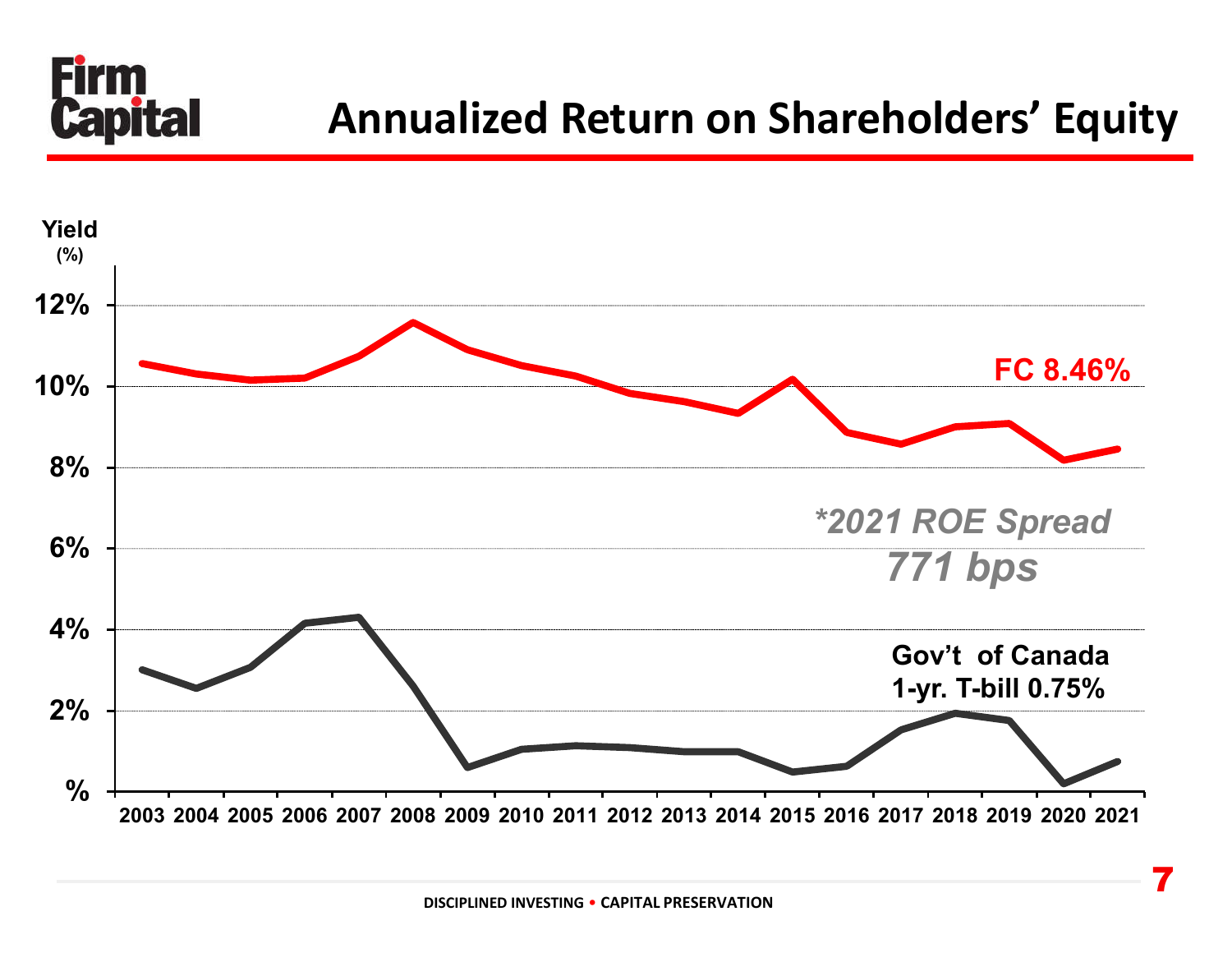# Annualized Return on Shareholders' Equity

Yield (%)

12%
10%
8%
6%
4%
2%
%

2003 2004 2005 2006 2007 2008 2009 2010 2011 2012 2013 2014 2015 2016 2017 2018 2019 2020 2021

**FC 8.46%**

***2021 ROE Spread***
***771 bps***

**Gov't of Canada 1-yr. T-bill 0.75%**

DISCIPLINED INVESTING • CAPITAL PRESERVATION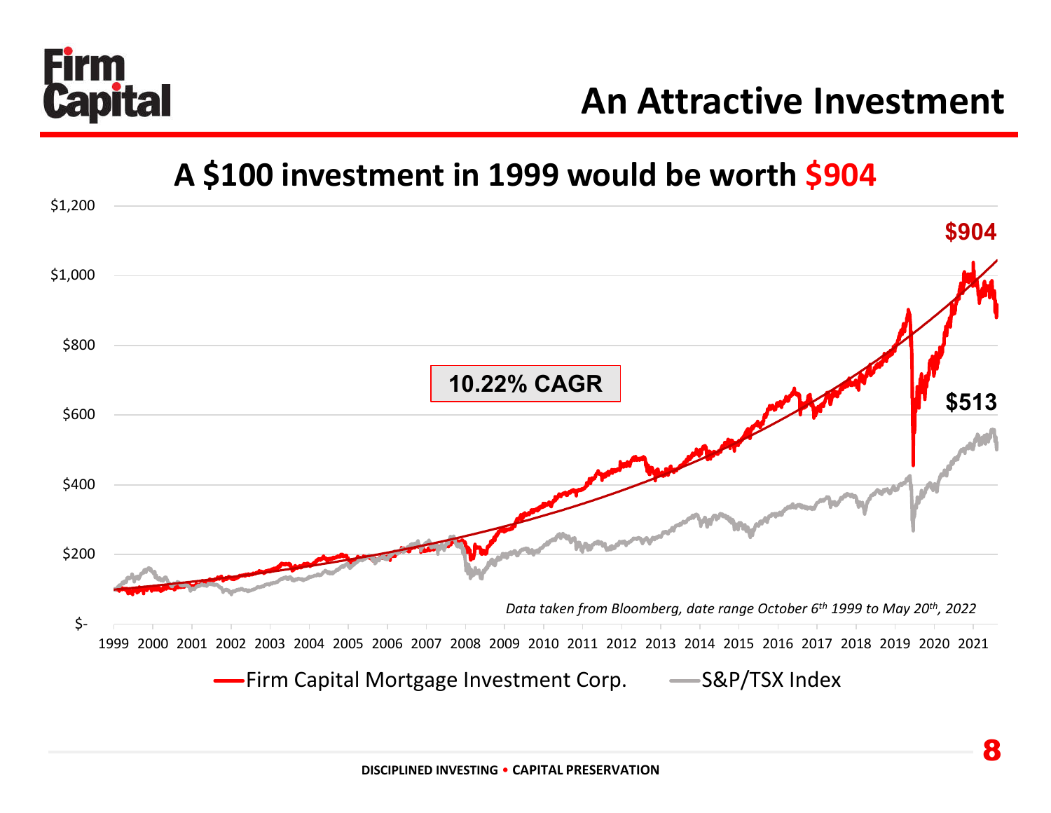# An Attractive Investment

## A $100 investment in 1999 would be worth $904

$1,200
$1,000
$800
$600
$400
$200
$-

$904

10.22% CAGR

$513

*Data taken from Bloomberg, date range October 6th 1999 to May 20th, 2022*

1999 2000 2001 2002 2003 2004 2005 2006 2007 2008 2009 2010 2011 2012 2013 2014 2015 2016 2017 2018 2019 2020 2021

Firm Capital Mortgage Investment Corp. — S&P/TSX Index

**DISCIPLINED INVESTING • CAPITAL PRESERVATION**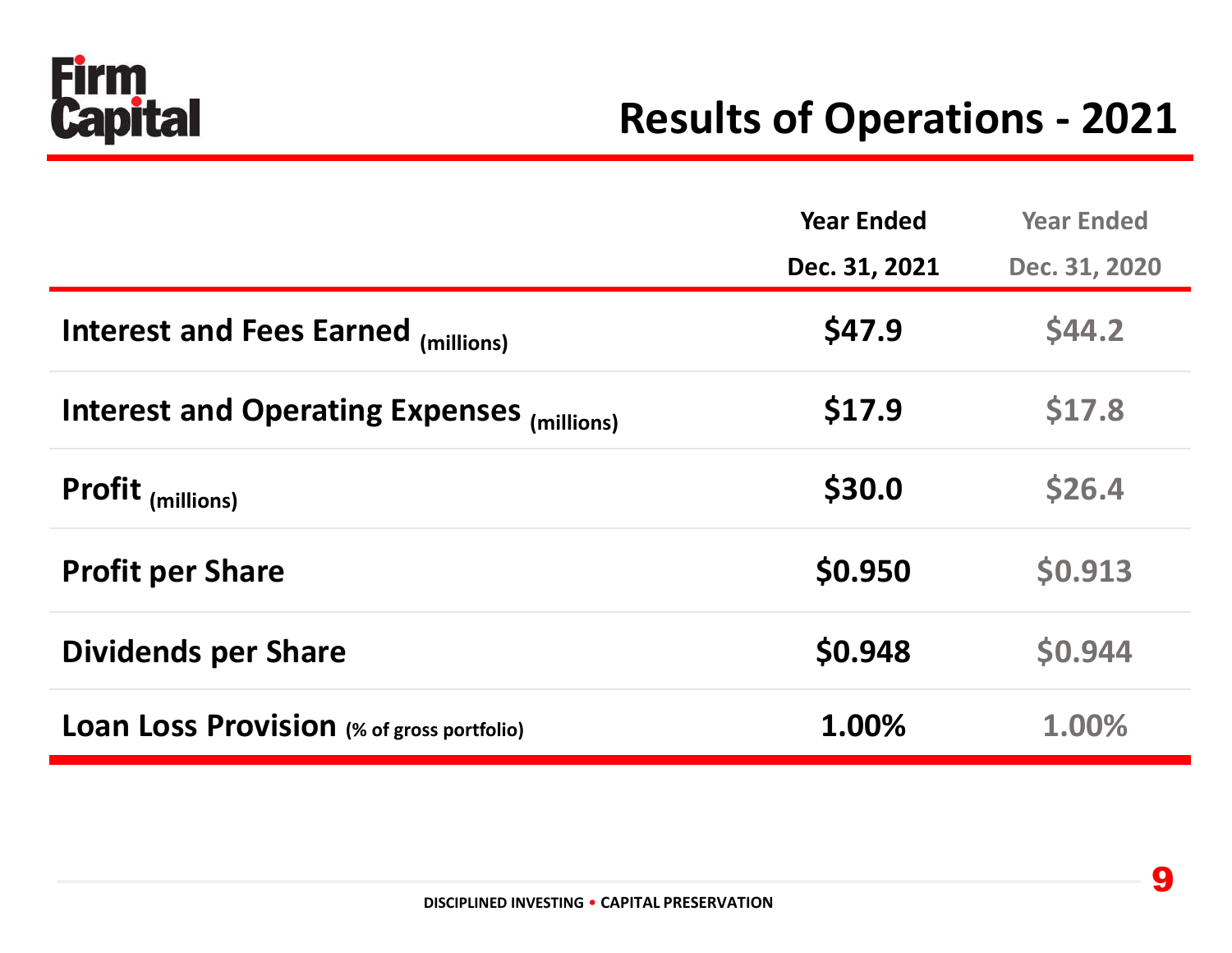# Results of Operations - 2021

| | Year Ended Dec. 31, 2021 | Year Ended Dec. 31, 2020 |
|---|---|---|
| **Interest and Fees Earned** (millions) | **$47.9** | $44.2 |
| **Interest and Operating Expenses** (millions) | **$17.9** | $17.8 |
| **Profit** (millions) | **$30.0** | $26.4 |
| **Profit per Share** | **$0.950** | $0.913 |
| **Dividends per Share** | **$0.948** | $0.944 |
| **Loan Loss Provision** (% of gross portfolio) | **1.00%** | 1.00% |

DISCIPLINED INVESTING • CAPITAL PRESERVATION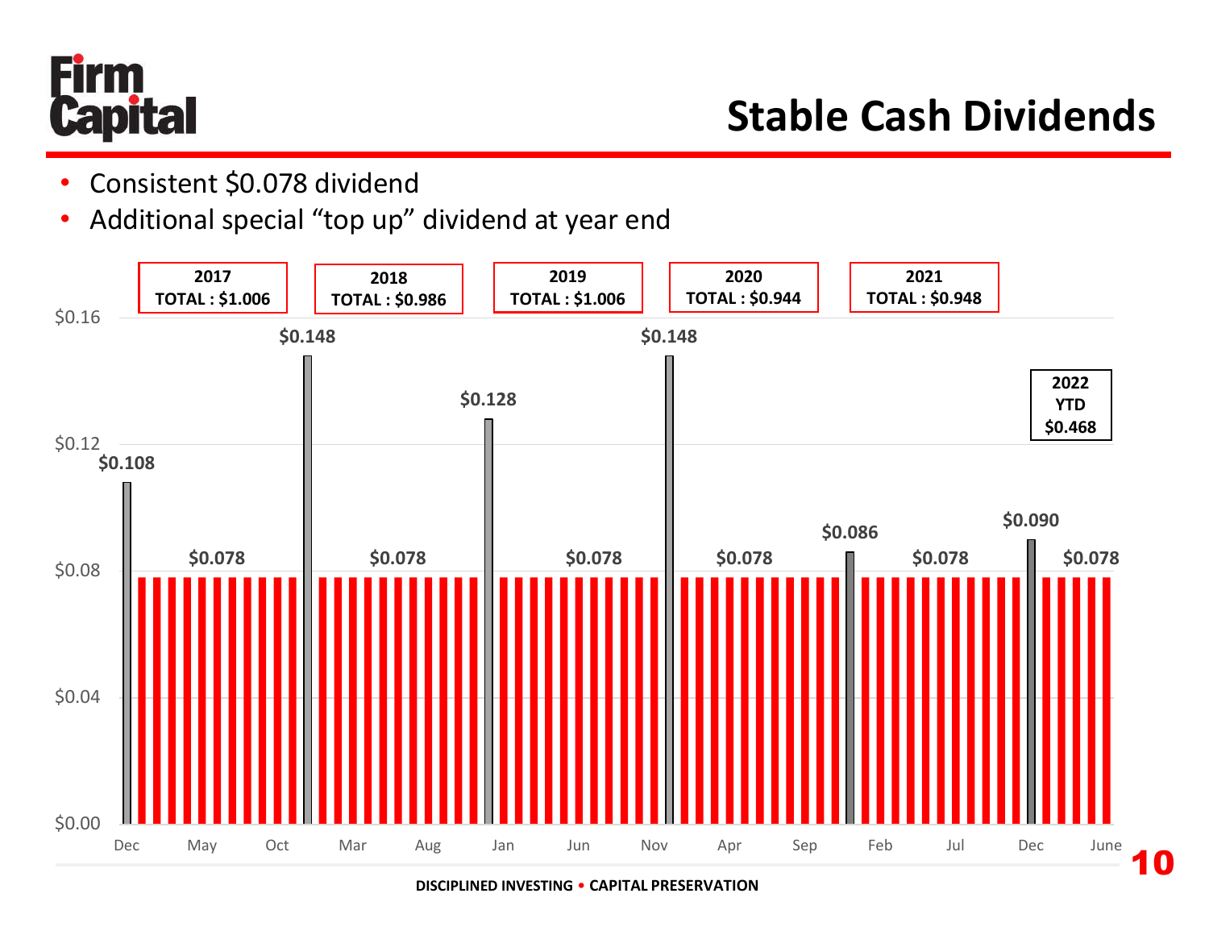# Stable Cash Dividends

- Consistent $0.078 dividend
- Additional special "top up" dividend at year end

| Year | Total |
| --- | --- |
| 2017 | TOTAL : $1.006 |
| 2018 | TOTAL : $0.986 |
| 2019 | TOTAL : $1.006 |
| 2020 | TOTAL : $0.944 |
| 2021 | TOTAL : $0.948 |
| 2022 YTD | $0.468 |

Chart values: $0.108 (Dec), $0.078 monthly, $0.148, $0.078, $0.128, $0.078, $0.148, $0.078, $0.086, $0.078, $0.090, $0.078

X-axis: Dec, May, Oct, Mar, Aug, Jan, Jun, Nov, Apr, Sep, Feb, Jul, Dec, June

Y-axis: $0.00, $0.04, $0.08, $0.12, $0.16

DISCIPLINED INVESTING • CAPITAL PRESERVATION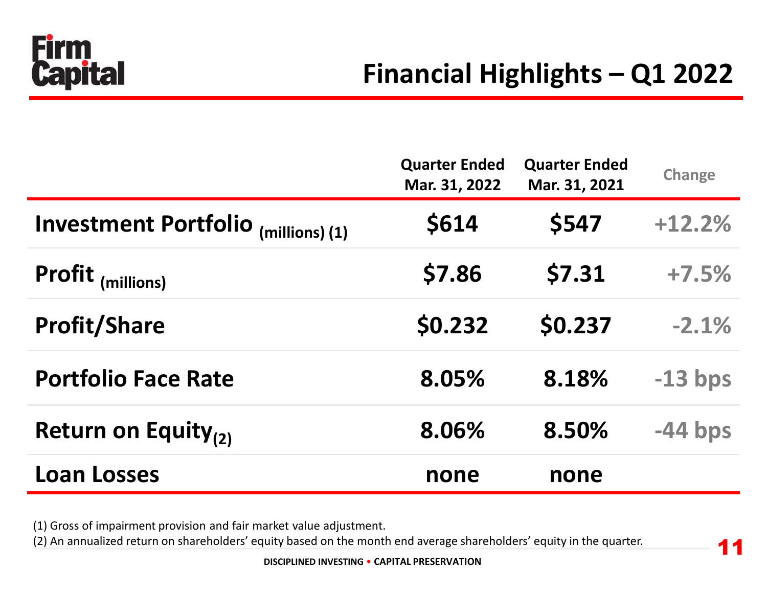# Financial Highlights – Q1 2022

| | Quarter Ended Mar. 31, 2022 | Quarter Ended Mar. 31, 2021 | Change |
|---|---|---|---|
| **Investment Portfolio** (millions) (1) | **$614** | **$547** | +12.2% |
| **Profit** (millions) | **$7.86** | **$7.31** | +7.5% |
| **Profit/Share** | **$0.232** | **$0.237** | -2.1% |
| **Portfolio Face Rate** | **8.05%** | **8.18%** | -13 bps |
| **Return on Equity** (2) | **8.06%** | **8.50%** | -44 bps |
| **Loan Losses** | **none** | **none** | |

(1) Gross of impairment provision and fair market value adjustment.
(2) An annualized return on shareholders' equity based on the month end average shareholders' equity in the quarter.

DISCIPLINED INVESTING • CAPITAL PRESERVATION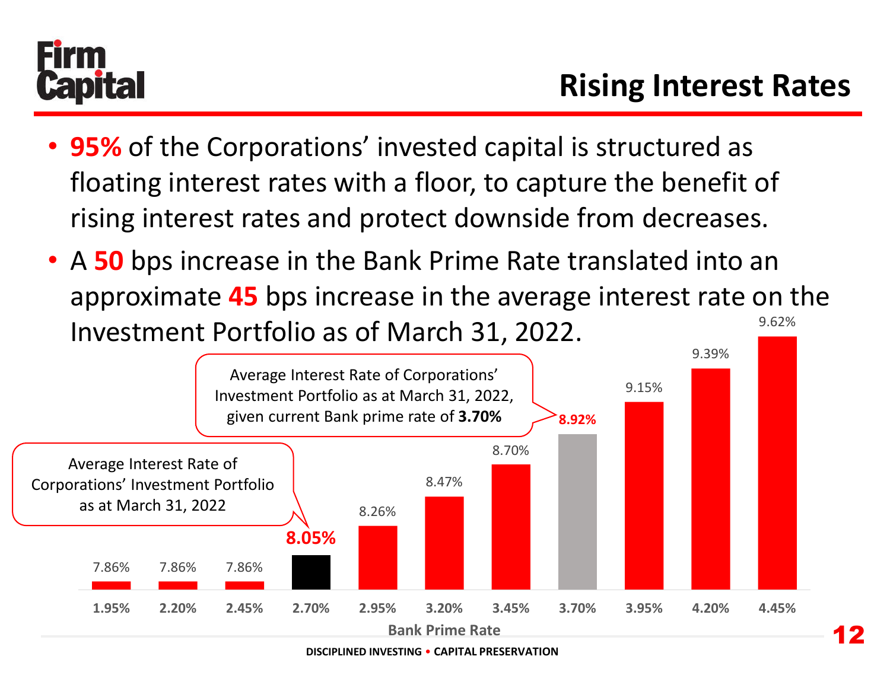# Rising Interest Rates

- **95%** of the Corporations' invested capital is structured as floating interest rates with a floor, to capture the benefit of rising interest rates and protect downside from decreases.
- A **50** bps increase in the Bank Prime Rate translated into an approximate **45** bps increase in the average interest rate on the Investment Portfolio as of March 31, 2022.

| Bank Prime Rate | Average Interest Rate |
|---|---|
| 1.95% | 7.86% |
| 2.20% | 7.86% |
| 2.45% | 7.86% |
| 2.70% | **8.05%** |
| 2.95% | 8.26% |
| 3.20% | 8.47% |
| 3.45% | 8.70% |
| 3.70% | **8.92%** |
| 3.95% | 9.15% |
| 4.20% | 9.39% |
| 4.45% | 9.62% |

Average Interest Rate of Corporations' Investment Portfolio as at March 31, 2022 (8.05%)

Average Interest Rate of Corporations' Investment Portfolio as at March 31, 2022, given current Bank prime rate of **3.70%** (8.92%)

DISCIPLINED INVESTING • CAPITAL PRESERVATION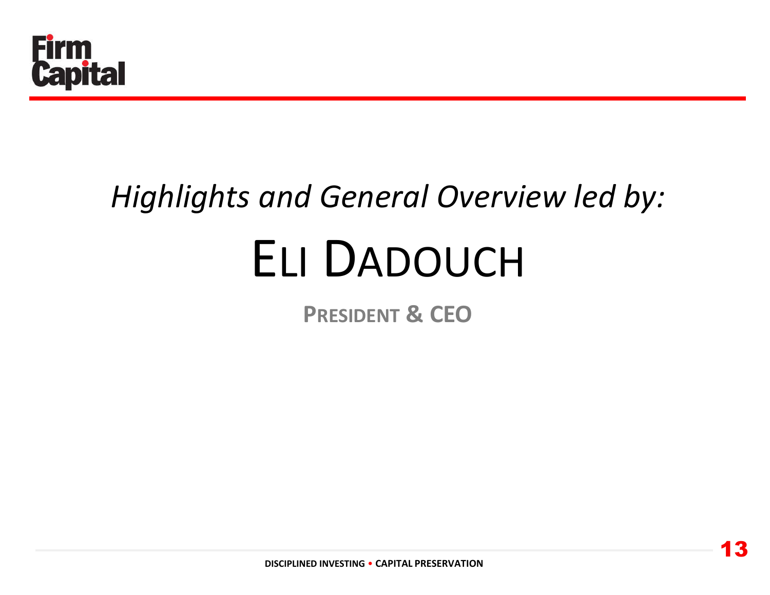*Highlights and General Overview led by:*

# ELI DADOUCH

**PRESIDENT & CEO**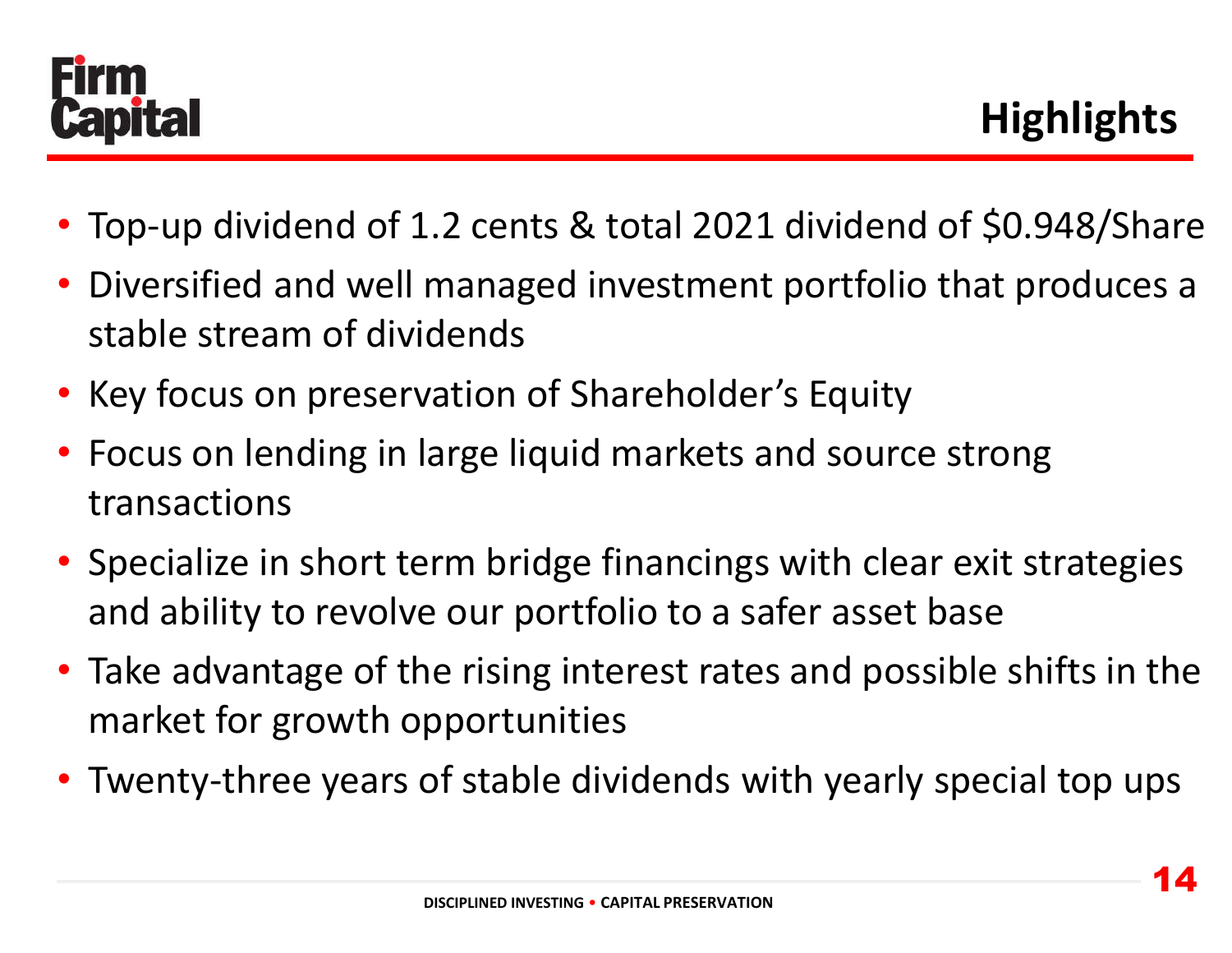# Highlights

- Top-up dividend of 1.2 cents & total 2021 dividend of $0.948/Share
- Diversified and well managed investment portfolio that produces a stable stream of dividends
- Key focus on preservation of Shareholder's Equity
- Focus on lending in large liquid markets and source strong transactions
- Specialize in short term bridge financings with clear exit strategies and ability to revolve our portfolio to a safer asset base
- Take advantage of the rising interest rates and possible shifts in the market for growth opportunities
- Twenty-three years of stable dividends with yearly special top ups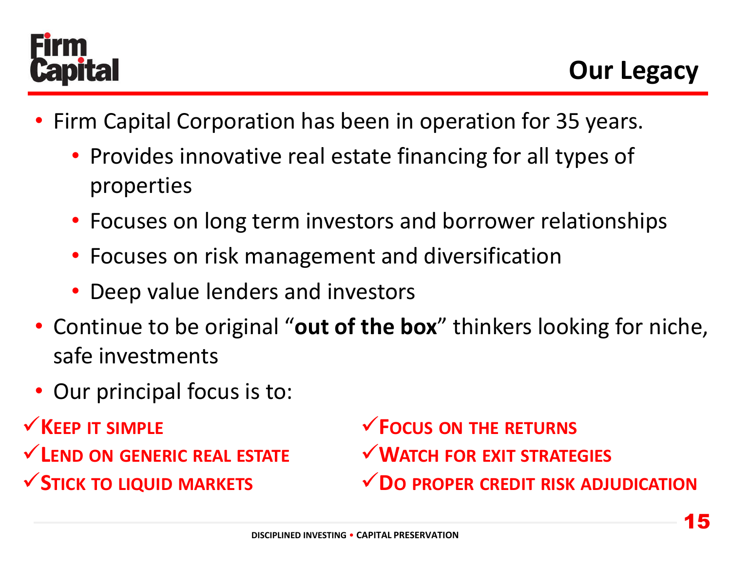# Our Legacy

- Firm Capital Corporation has been in operation for 35 years.
  - Provides innovative real estate financing for all types of properties
  - Focuses on long term investors and borrower relationships
  - Focuses on risk management and diversification
  - Deep value lenders and investors
- Continue to be original "**out of the box**" thinkers looking for niche, safe investments
- Our principal focus is to:

✓ KEEP IT SIMPLE
✓ LEND ON GENERIC REAL ESTATE
✓ STICK TO LIQUID MARKETS
✓ FOCUS ON THE RETURNS
✓ WATCH FOR EXIT STRATEGIES
✓ DO PROPER CREDIT RISK ADJUDICATION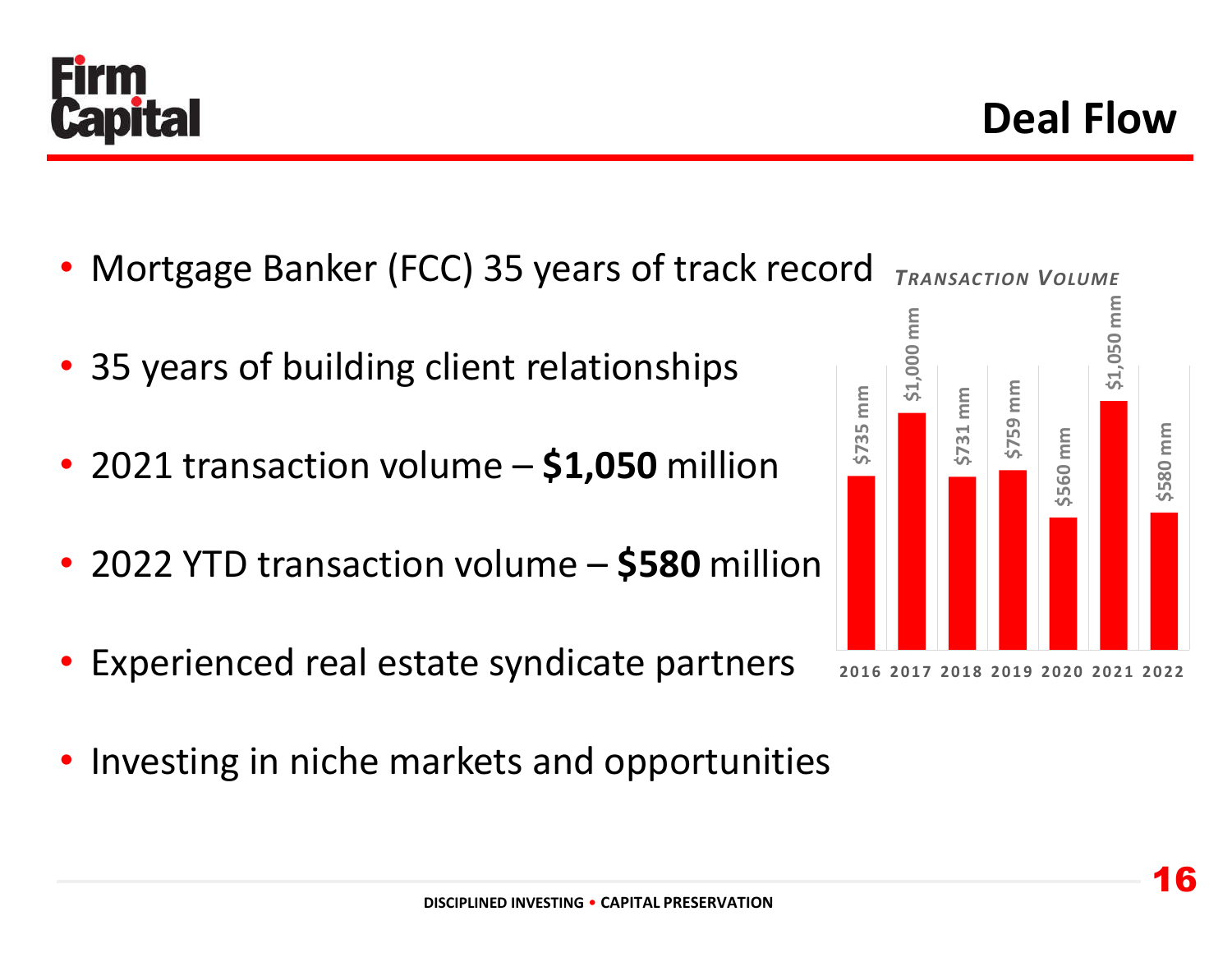# Deal Flow

- Mortgage Banker (FCC) 35 years of track record
- 35 years of building client relationships
- 2021 transaction volume – **$1,050** million
- 2022 YTD transaction volume – **$580** million
- Experienced real estate syndicate partners
- Investing in niche markets and opportunities

***Transaction Volume***

| Year | Volume |
|---|---|
| 2016 | $735 mm |
| 2017 | $1,000 mm |
| 2018 | $731 mm |
| 2019 | $759 mm |
| 2020 | $560 mm |
| 2021 | $1,050 mm |
| 2022 | $580 mm |

DISCIPLINED INVESTING • CAPITAL PRESERVATION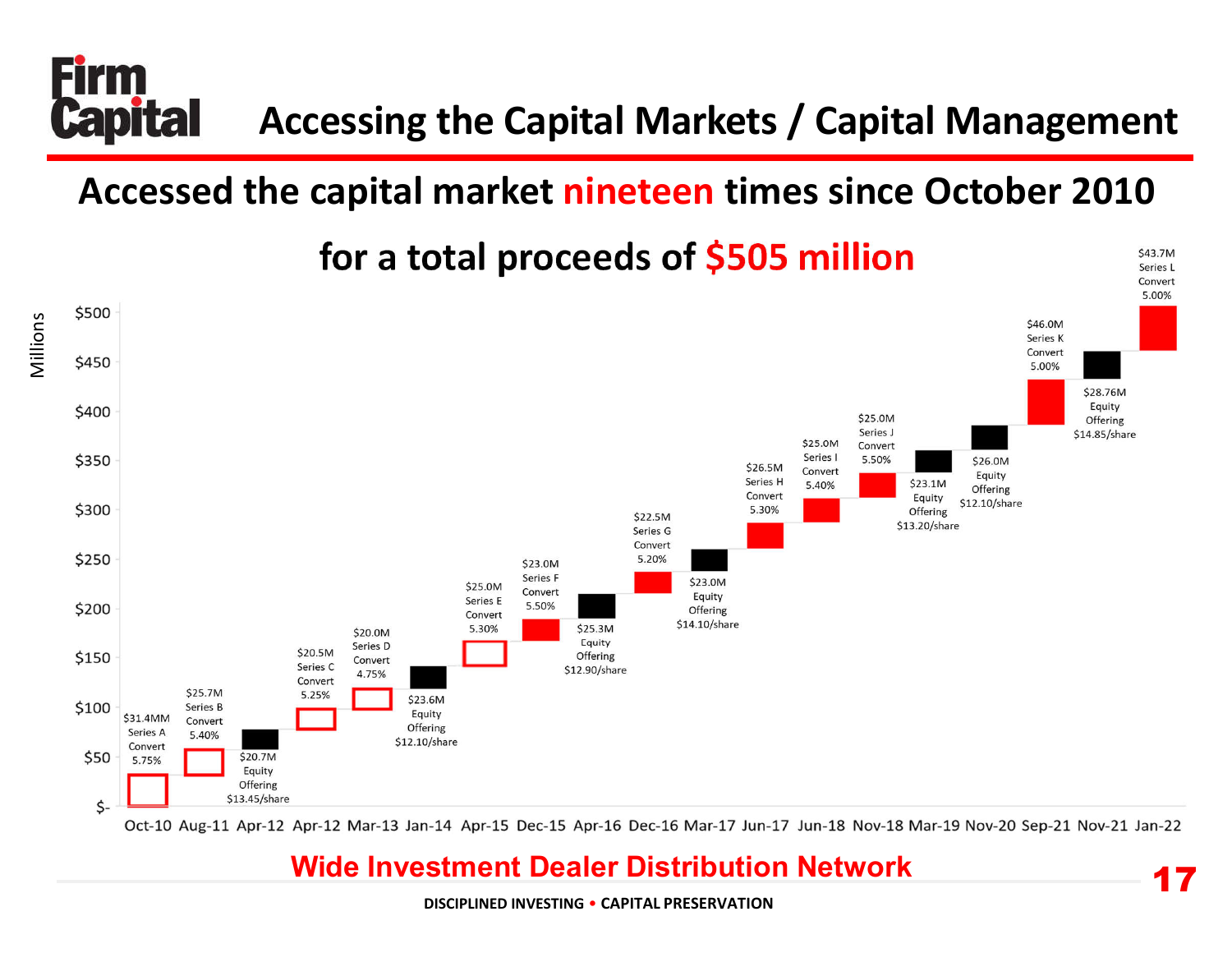# Accessing the Capital Markets / Capital Management

## Accessed the capital market nineteen times since October 2010 for a total proceeds of $505 million

| Date | Amount | Type | Rate / Price |
|---|---|---|---|
| Oct-10 | $31.4MM | Series A Convert | 5.75% |
| Aug-11 | $25.7M | Series B Convert | 5.40% |
| Apr-12 | $20.7M | Equity Offering | $13.45/share |
| Apr-12 | $20.5M | Series C Convert | 5.25% |
| Mar-13 | $20.0M | Series D Convert | 4.75% |
| Jan-14 | $23.6M | Equity Offering | $12.10/share |
| Apr-15 | $25.0M | Series E Convert | 5.30% |
| Dec-15 | $23.0M | Series F Convert | 5.50% |
| Apr-16 | $25.3M | Equity Offering | $12.90/share |
| Dec-16 | $22.5M | Series G Convert | 5.20% |
| Mar-17 | $23.0M | Equity Offering | $14.10/share |
| Jun-17 | $26.5M | Series H Convert | 5.30% |
| Jun-18 | $25.0M | Series I Convert | 5.40% |
| Nov-18 | $25.0M | Series J Convert | 5.50% |
| Mar-19 | $23.1M | Equity Offering | $13.20/share |
| Nov-20 | $26.0M | Equity Offering | $12.10/share |
| Sep-21 | $46.0M | Series K Convert | 5.00% |
| Nov-21 | $28.76M | Equity Offering | $14.85/share |
| Jan-22 | $43.7M | Series L Convert | 5.00% |

**Wide Investment Dealer Distribution Network**

DISCIPLINED INVESTING • CAPITAL PRESERVATION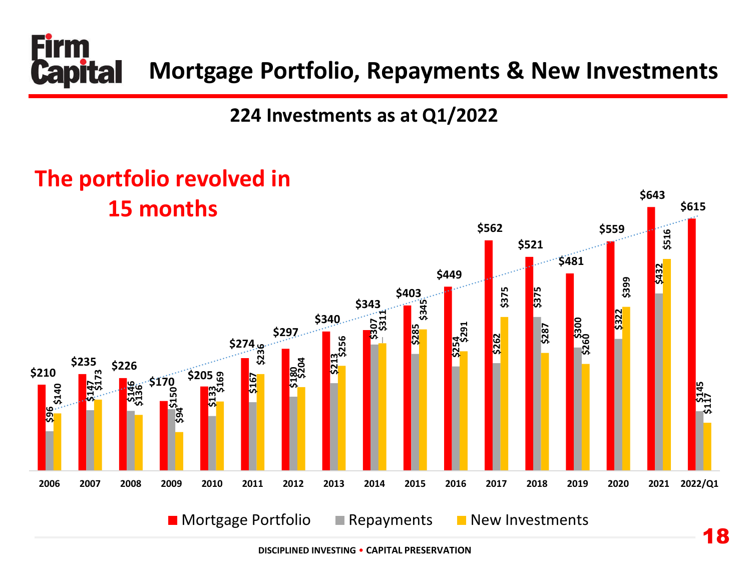# Mortgage Portfolio, Repayments & New Investments

## 224 Investments as at Q1/2022

**The portfolio revolved in 15 months**

| Year | Mortgage Portfolio | Repayments | New Investments |
|---|---|---|---|
| 2006 | $210 | $96 | $140 |
| 2007 | $235 | $147 | $173 |
| 2008 | $226 | $146 | $136 |
| 2009 | $170 | $150 | $94 |
| 2010 | $205 | $133 | $169 |
| 2011 | $274 | $167 | $236 |
| 2012 | $297 | $180 | $204 |
| 2013 | $340 | $213 | $256 |
| 2014 | $343 | $307 | $311 |
| 2015 | $403 | $285 | $345 |
| 2016 | $449 | $254 | $291 |
| 2017 | $562 | $262 | $375 |
| 2018 | $521 | $375 | $287 |
| 2019 | $481 | $300 | $260 |
| 2020 | $559 | $322 | $399 |
| 2021 | $643 | $432 | $516 |
| 2022/Q1 | $615 | $145 | $117 |

DISCIPLINED INVESTING • CAPITAL PRESERVATION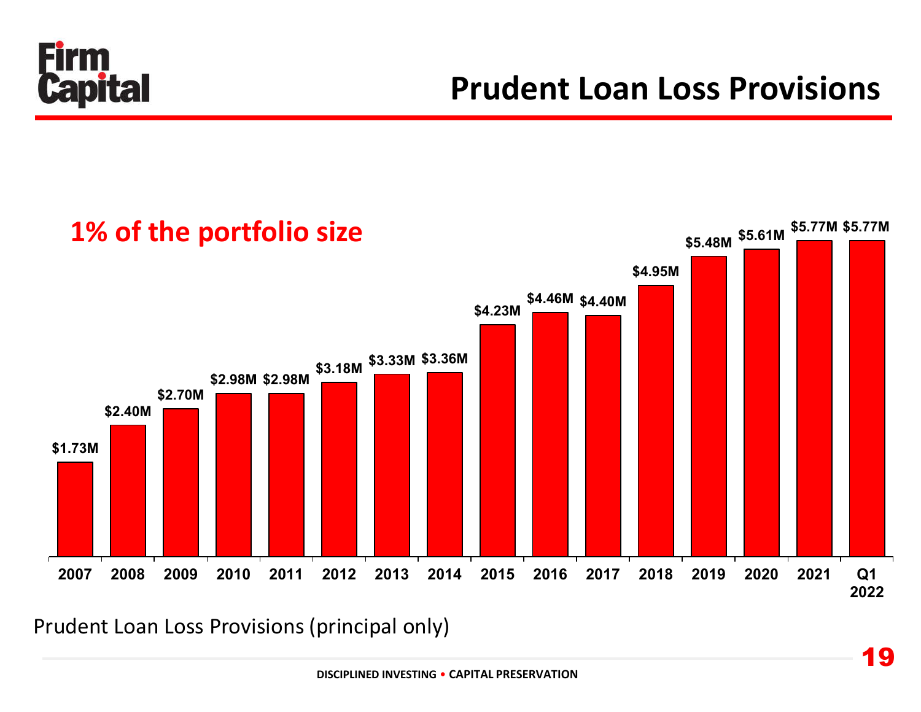# Prudent Loan Loss Provisions

**1% of the portfolio size**

| Year | Provision |
| --- | --- |
| 2007 | $1.73M |
| 2008 | $2.40M |
| 2009 | $2.70M |
| 2010 | $2.98M |
| 2011 | $2.98M |
| 2012 | $3.18M |
| 2013 | $3.33M |
| 2014 | $3.36M |
| 2015 | $4.23M |
| 2016 | $4.46M |
| 2017 | $4.40M |
| 2018 | $4.95M |
| 2019 | $5.48M |
| 2020 | $5.61M |
| 2021 | $5.77M |
| Q1 2022 | $5.77M |

Prudent Loan Loss Provisions (principal only)

DISCIPLINED INVESTING • CAPITAL PRESERVATION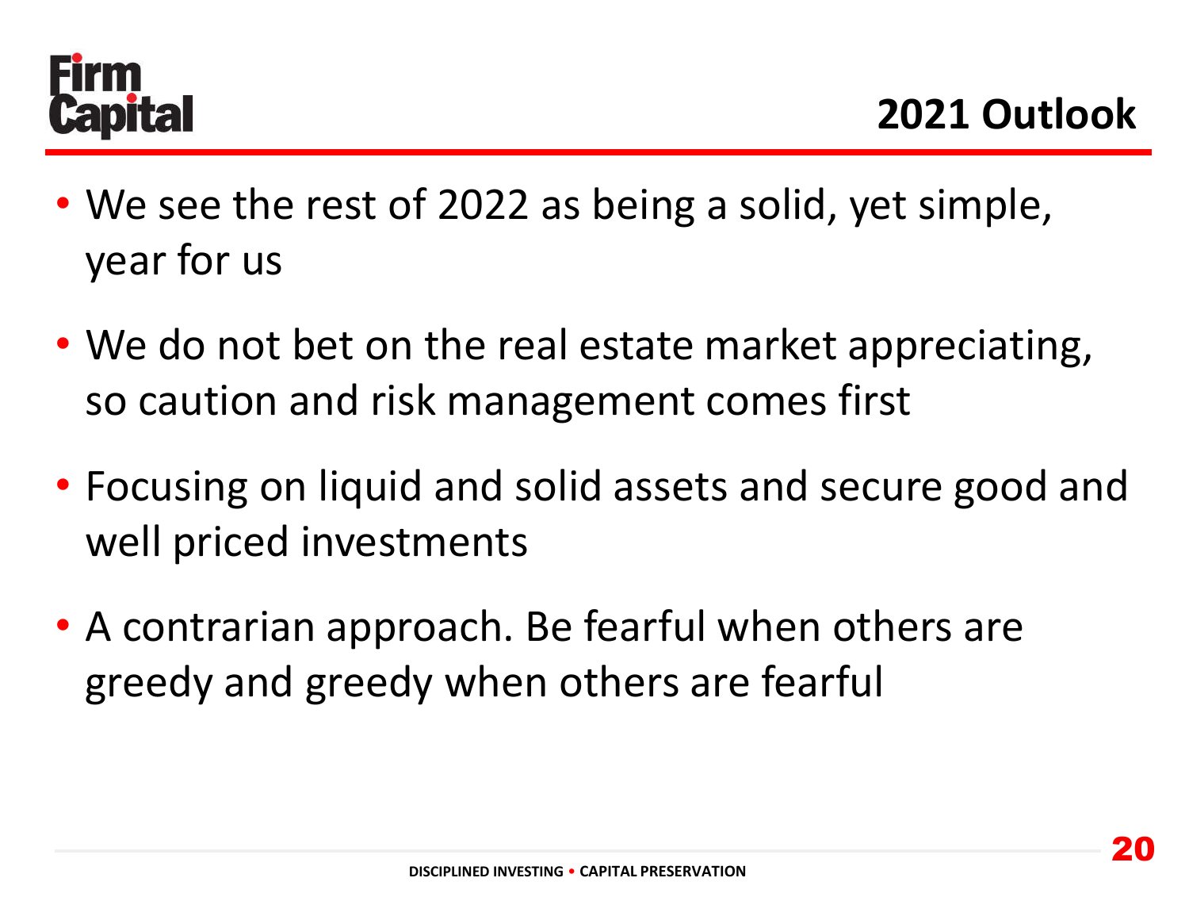## 2021 Outlook

- We see the rest of 2022 as being a solid, yet simple, year for us
- We do not bet on the real estate market appreciating, so caution and risk management comes first
- Focusing on liquid and solid assets and secure good and well priced investments
- A contrarian approach. Be fearful when others are greedy and greedy when others are fearful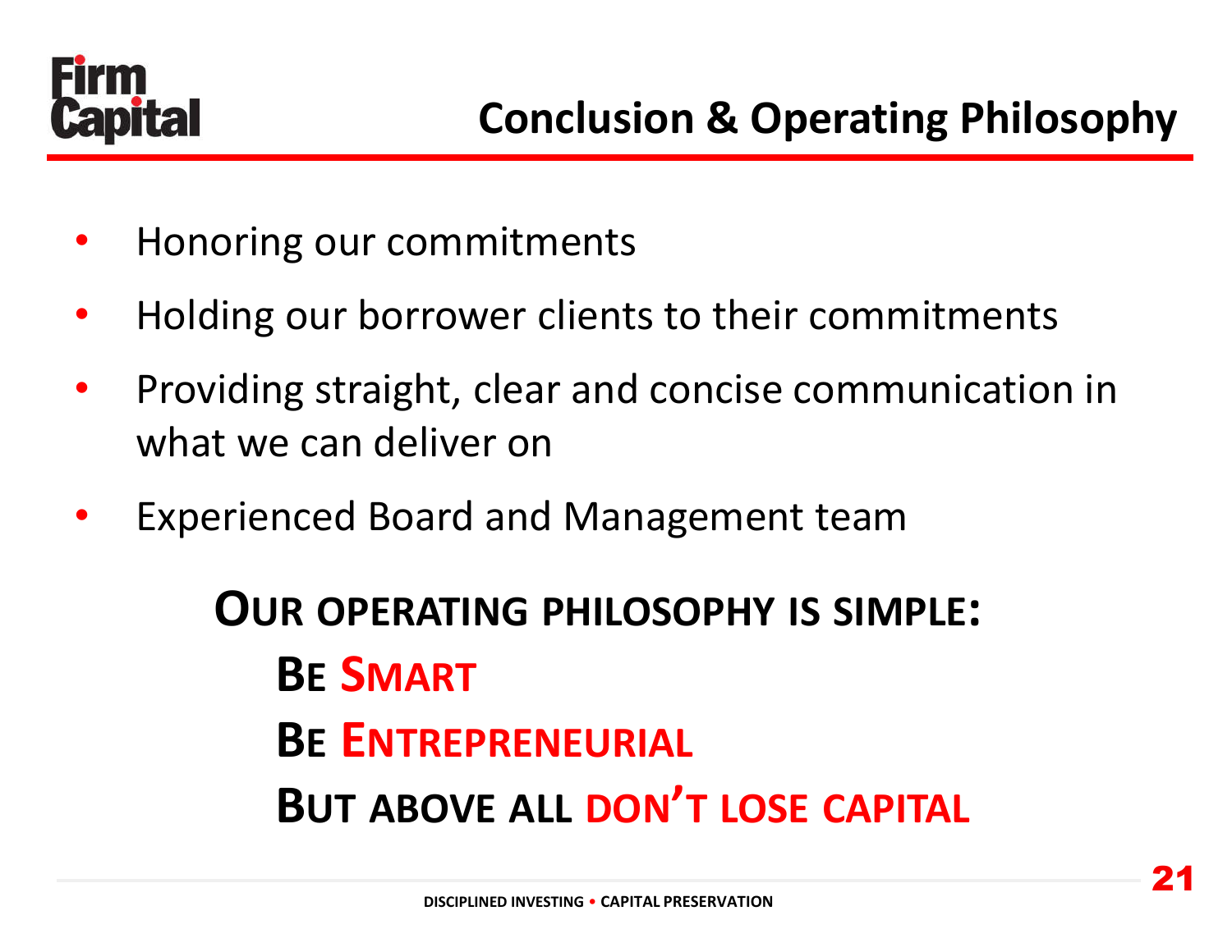# Conclusion & Operating Philosophy

- Honoring our commitments
- Holding our borrower clients to their commitments
- Providing straight, clear and concise communication in what we can deliver on
- Experienced Board and Management team

**OUR OPERATING PHILOSOPHY IS SIMPLE:**

**BE SMART**

**BE ENTREPRENEURIAL**

**BUT ABOVE ALL DON'T LOSE CAPITAL**

DISCIPLINED INVESTING • CAPITAL PRESERVATION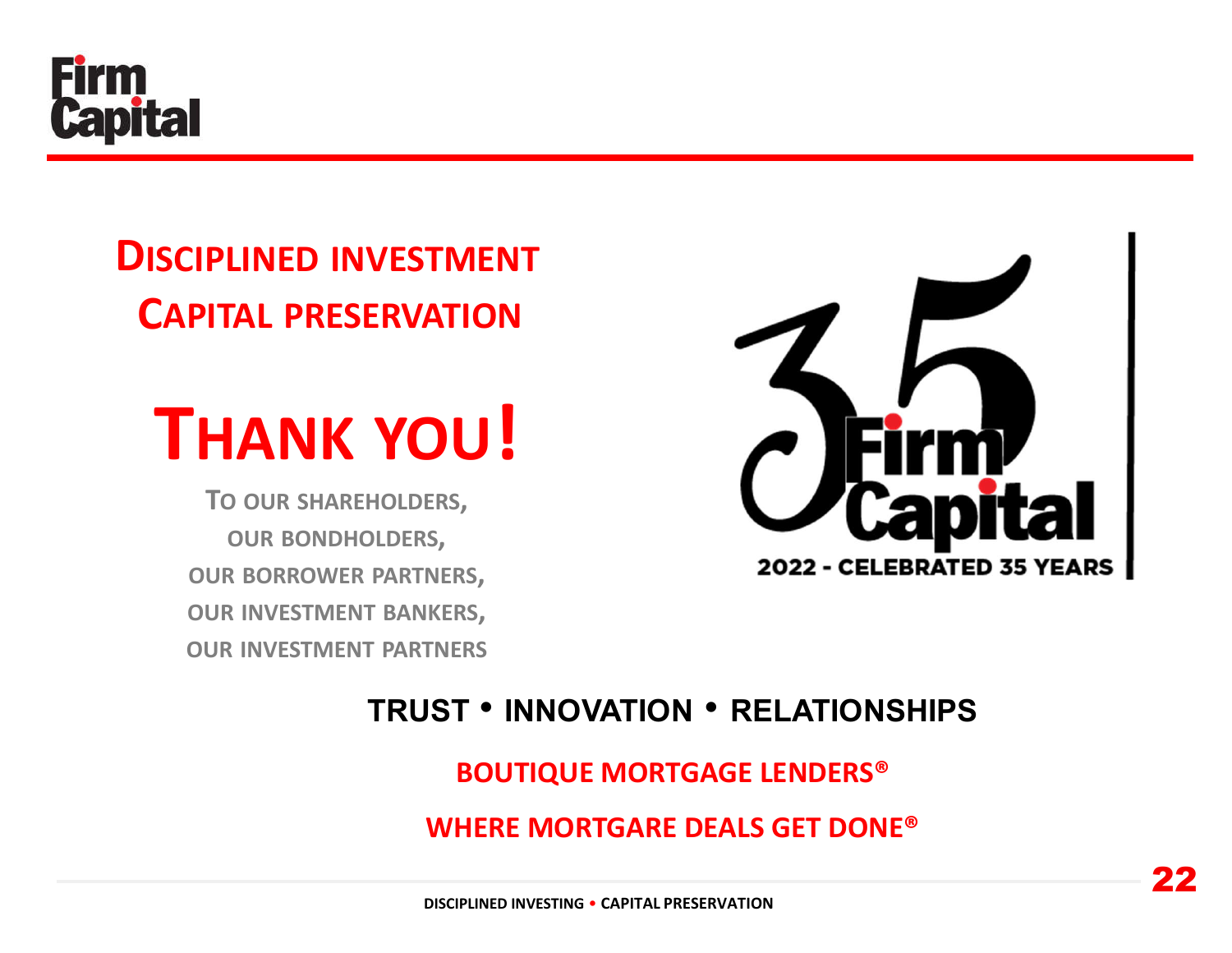## DISCIPLINED INVESTMENT
## CAPITAL PRESERVATION

# THANK YOU!

**TO OUR SHAREHOLDERS,**
**OUR BONDHOLDERS,**
**OUR BORROWER PARTNERS,**
**OUR INVESTMENT BANKERS,**
**OUR INVESTMENT PARTNERS**

35 Firm Capital

2022 - CELEBRATED 35 YEARS

**TRUST • INNOVATION • RELATIONSHIPS**

**BOUTIQUE MORTGAGE LENDERS®**

**WHERE MORTGARE DEALS GET DONE®**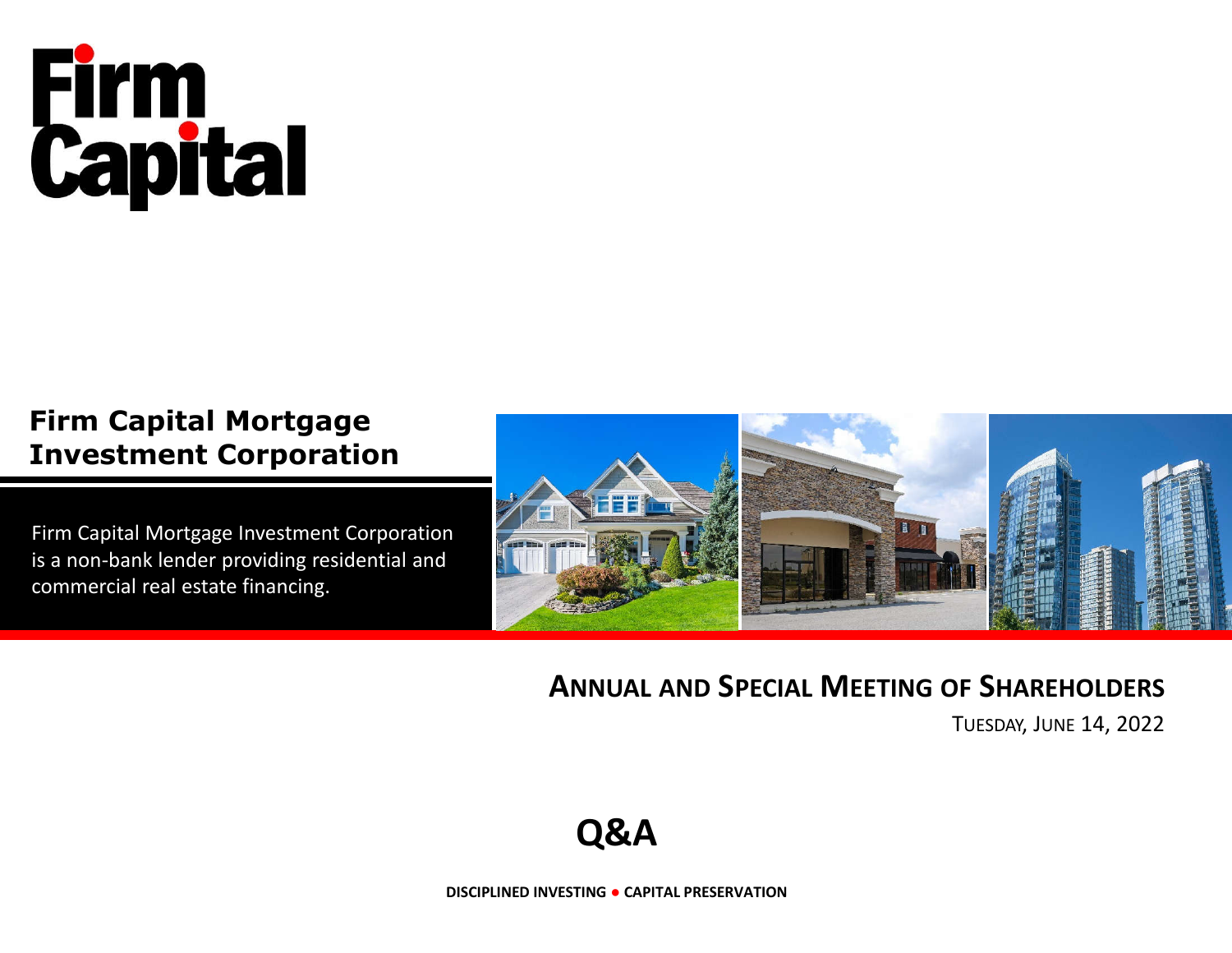# Firm Capital Mortgage Investment Corporation

Firm Capital Mortgage Investment Corporation is a non-bank lender providing residential and commercial real estate financing.

## ANNUAL AND SPECIAL MEETING OF SHAREHOLDERS

TUESDAY, JUNE 14, 2022

# Q&A

**DISCIPLINED INVESTING ● CAPITAL PRESERVATION**